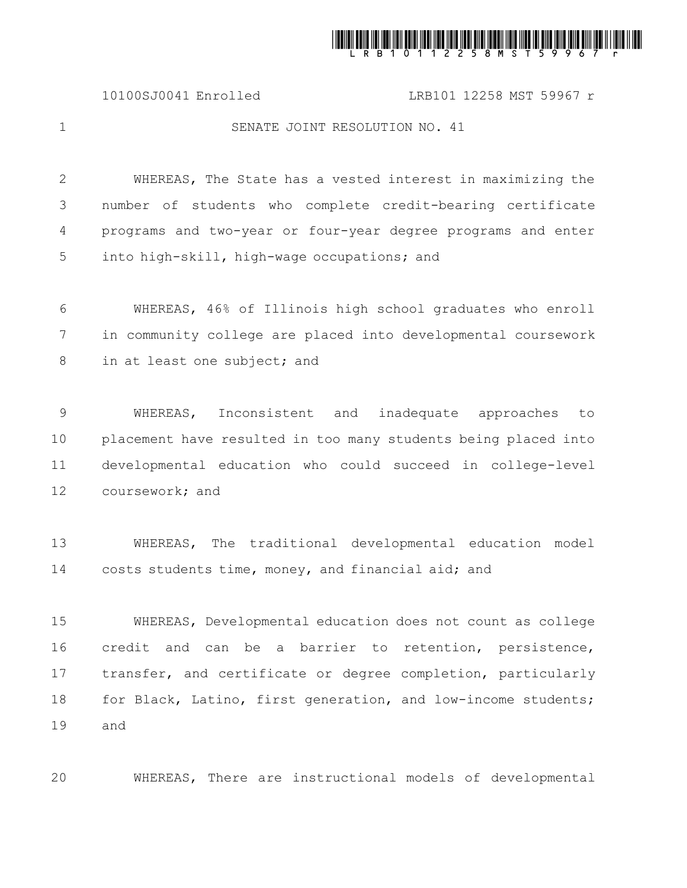# SENATE JOINT RESOLUTION NO. 41

WHEREAS, The State has a vested interest in maximizing the number of students who complete credit-bearing certificate programs and two-year or four-year degree programs and enter into high-skill, high-wage occupations; and

WHEREAS, 46% of Illinois high school graduates who enroll in community college are placed into developmental coursework in at least one subject; and

WHEREAS, Inconsistent and inadequate approaches to placement have resulted in too many students being placed into developmental education who could succeed in college-level coursework; and

WHEREAS, The traditional developmental education model costs students time, money, and financial aid; and

WHEREAS, Developmental education does not count as college credit and can be a barrier to retention, persistence, transfer, and certificate or degree completion, particularly for Black, Latino, first generation, and low-income students; and

WHEREAS, There are instructional models of developmental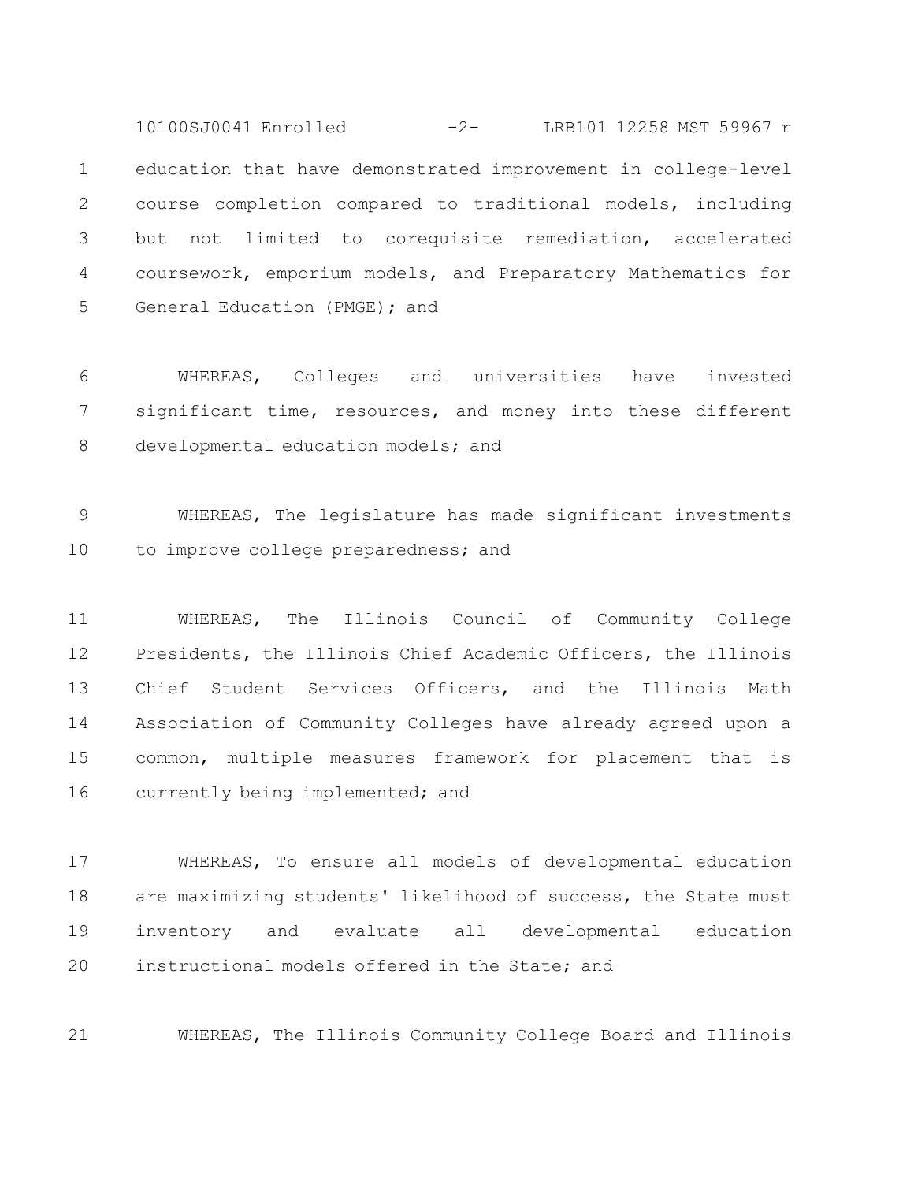education that have demonstrated improvement in college-level course completion compared to traditional models, including but not limited to corequisite remediation, accelerated coursework, emporium models, and Preparatory Mathematics for General Education (PMGE); and

WHEREAS, Colleges and universities have invested significant time, resources, and money into these different developmental education models; and

WHEREAS, The legislature has made significant investments to improve college preparedness; and

WHEREAS, The Illinois Council of Community College Presidents, the Illinois Chief Academic Officers, the Illinois Chief Student Services Officers, and the Illinois Math Association of Community Colleges have already agreed upon a common, multiple measures framework for placement that is currently being implemented; and

WHEREAS, To ensure all models of developmental education are maximizing students' likelihood of success, the State must inventory and evaluate all developmental education instructional models offered in the State; and

WHEREAS, The Illinois Community College Board and Illinois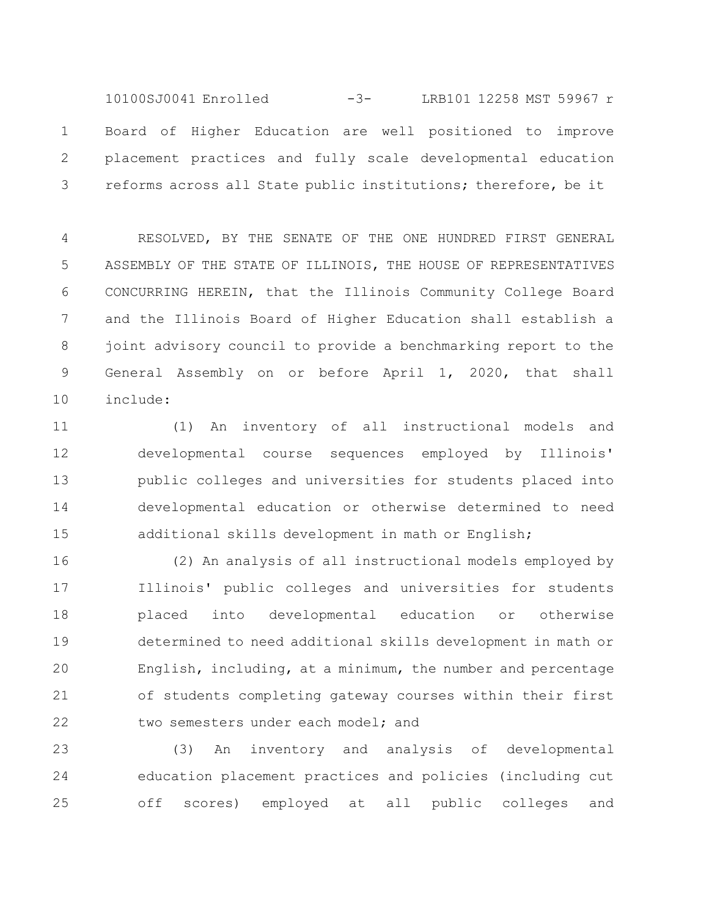Board of Higher Education are well positioned to improve placement practices and fully scale developmental education reforms across all State public institutions; therefore, be it

RESOLVED, BY THE SENATE OF THE ONE HUNDRED FIRST GENERAL ASSEMBLY OF THE STATE OF ILLINOIS, THE HOUSE OF REPRESENTATIVES CONCURRING HEREIN, that the Illinois Community College Board and the Illinois Board of Higher Education shall establish a joint advisory council to provide a benchmarking report to the General Assembly on or before April 1, 2020, that shall include:

(1) An inventory of all instructional models and developmental course sequences employed by Illinois' public colleges and universities for students placed into developmental education or otherwise determined to need additional skills development in math or English;

(2) An analysis of all instructional models employed by Illinois' public colleges and universities for students placed into developmental education or otherwise determined to need additional skills development in math or English, including, at a minimum, the number and percentage of students completing gateway courses within their first two semesters under each model; and

(3) An inventory and analysis of developmental education placement practices and policies (including cut off scores) employed at all public colleges and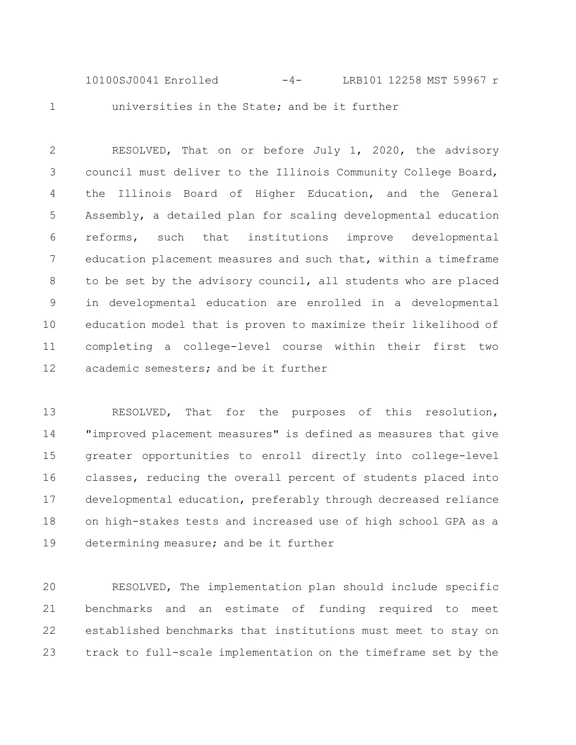universities in the State; and be it further

RESOLVED, That on or before July 1, 2020, the advisory council must deliver to the Illinois Community College Board, the Illinois Board of Higher Education, and the General Assembly, a detailed plan for scaling developmental education reforms, such that institutions improve developmental education placement measures and such that, within a timeframe to be set by the advisory council, all students who are placed in developmental education are enrolled in a developmental education model that is proven to maximize their likelihood of completing a college-level course within their first two academic semesters; and be it further

RESOLVED, That for the purposes of this resolution, "improved placement measures" is defined as measures that give greater opportunities to enroll directly into college-level classes, reducing the overall percent of students placed into developmental education, preferably through decreased reliance on high-stakes tests and increased use of high school GPA as a determining measure; and be it further

RESOLVED, The implementation plan should include specific benchmarks and an estimate of funding required to meet established benchmarks that institutions must meet to stay on track to full-scale implementation on the timeframe set by the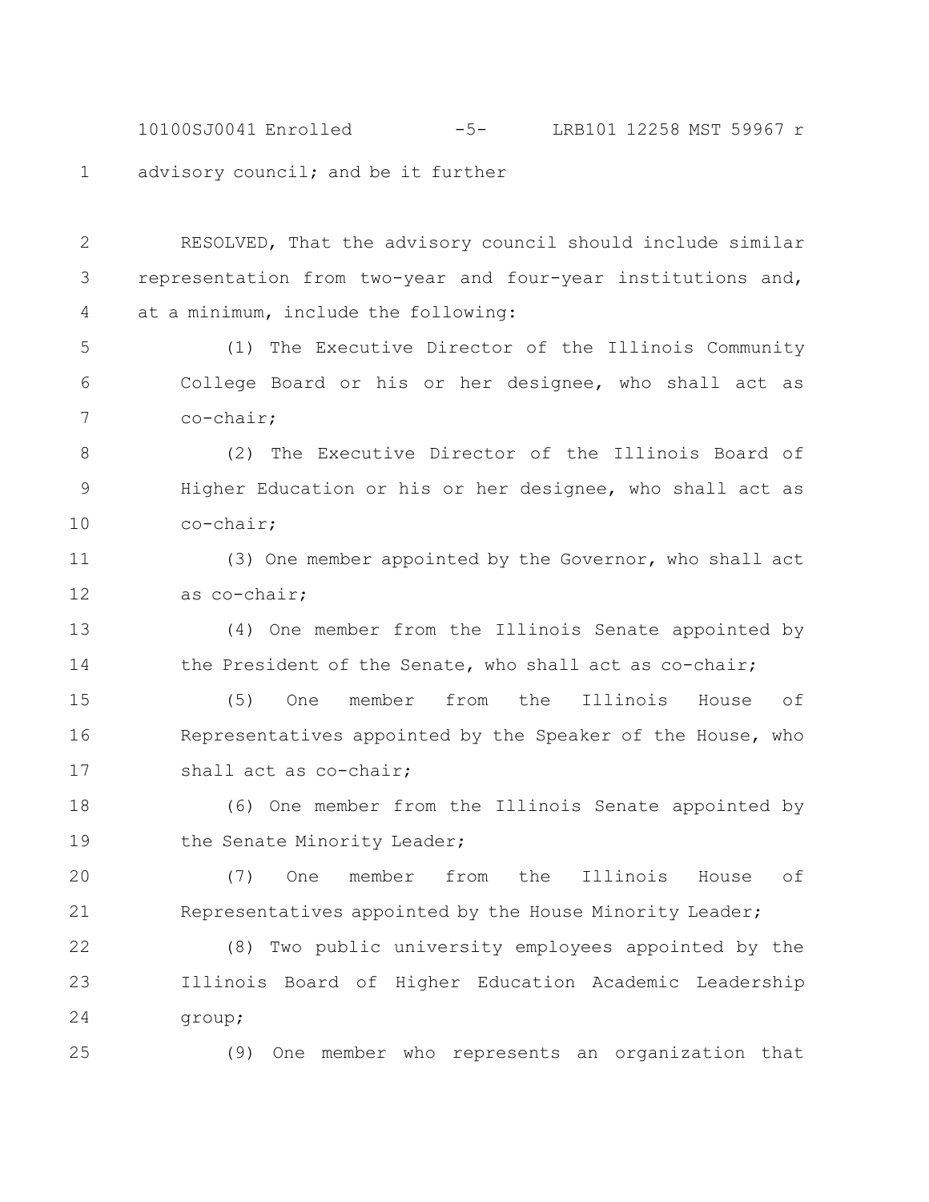advisory council; and be it further

RESOLVED, That the advisory council should include similar representation from two-year and four-year institutions and, at a minimum, include the following:

(1) The Executive Director of the Illinois Community College Board or his or her designee, who shall act as co-chair;

(2) The Executive Director of the Illinois Board of Higher Education or his or her designee, who shall act as co-chair;

(3) One member appointed by the Governor, who shall act as co-chair;

(4) One member from the Illinois Senate appointed by the President of the Senate, who shall act as co-chair;

(5) One member from the Illinois House of Representatives appointed by the Speaker of the House, who shall act as co-chair;

(6) One member from the Illinois Senate appointed by the Senate Minority Leader;

(7) One member from the Illinois House of Representatives appointed by the House Minority Leader;

(8) Two public university employees appointed by the Illinois Board of Higher Education Academic Leadership group;

(9) One member who represents an organization that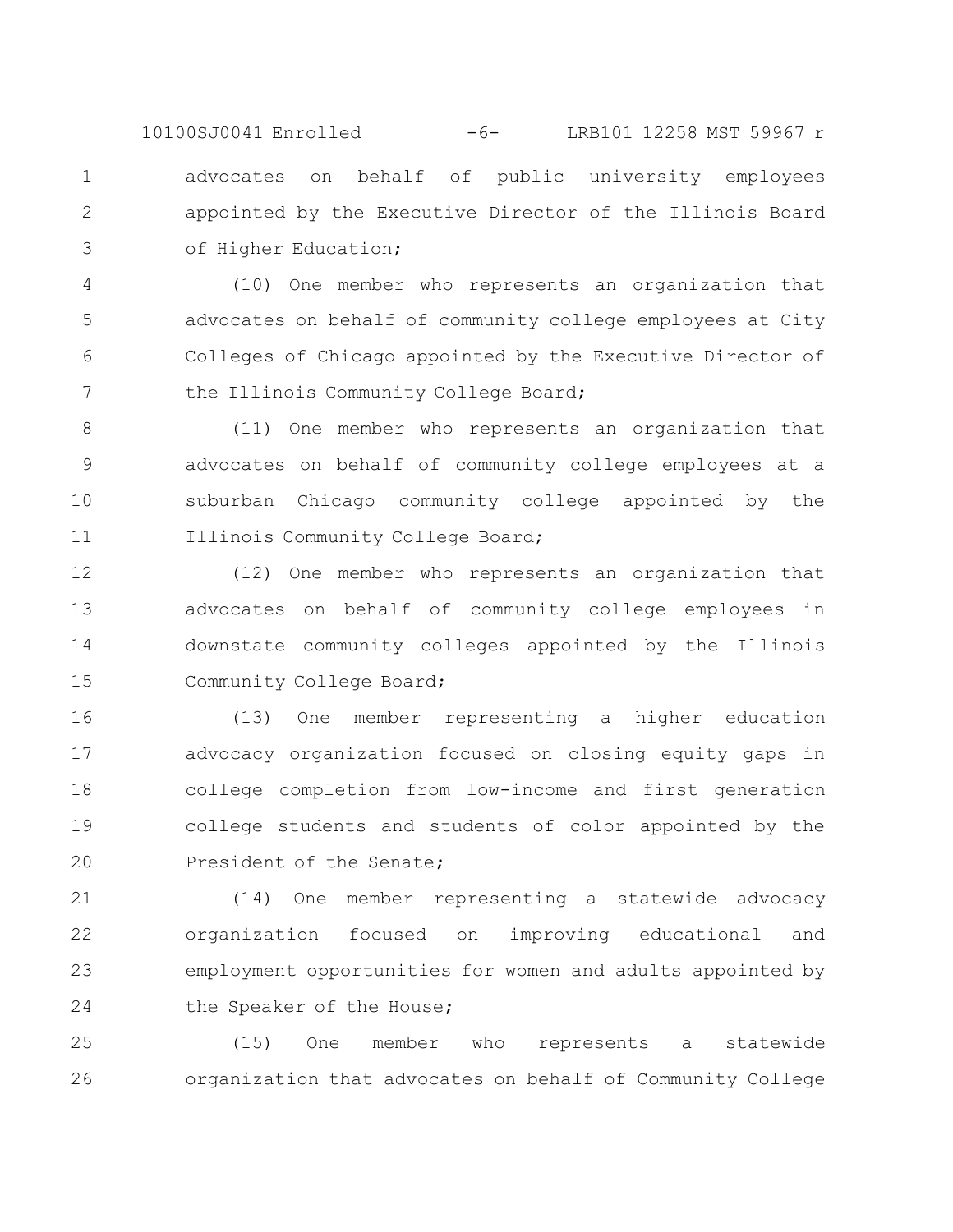advocates on behalf of public university employees appointed by the Executive Director of the Illinois Board of Higher Education;

(10) One member who represents an organization that advocates on behalf of community college employees at City Colleges of Chicago appointed by the Executive Director of the Illinois Community College Board;

(11) One member who represents an organization that advocates on behalf of community college employees at a suburban Chicago community college appointed by the Illinois Community College Board;

(12) One member who represents an organization that advocates on behalf of community college employees in downstate community colleges appointed by the Illinois Community College Board;

(13) One member representing a higher education advocacy organization focused on closing equity gaps in college completion from low-income and first generation college students and students of color appointed by the President of the Senate;

(14) One member representing a statewide advocacy organization focused on improving educational and employment opportunities for women and adults appointed by the Speaker of the House;

(15) One member who represents a statewide organization that advocates on behalf of Community College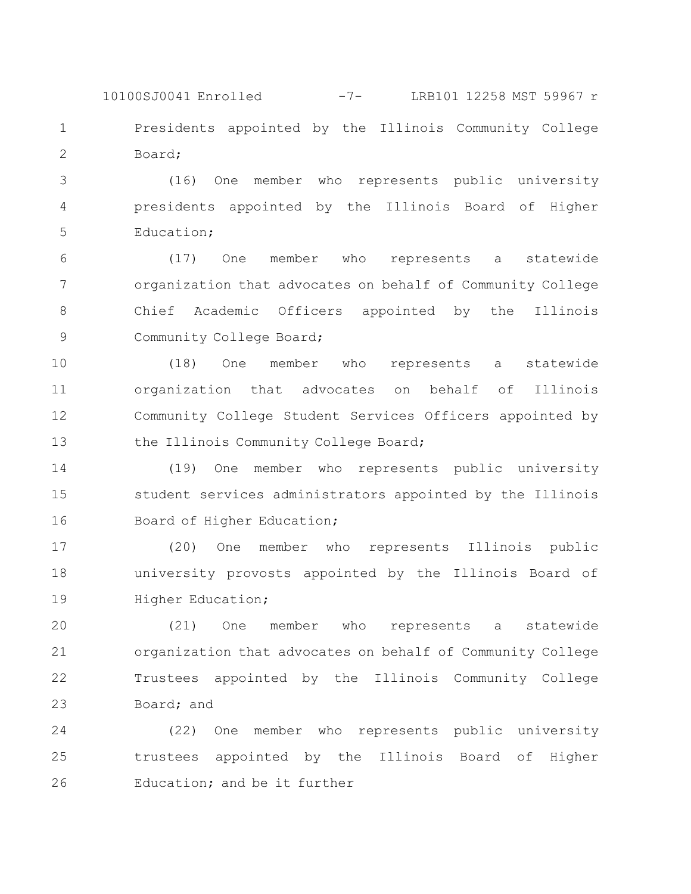Presidents appointed by the Illinois Community College Board;

(16) One member who represents public university presidents appointed by the Illinois Board of Higher Education;

(17) One member who represents a statewide organization that advocates on behalf of Community College Chief Academic Officers appointed by the Illinois Community College Board;

(18) One member who represents a statewide organization that advocates on behalf of Illinois Community College Student Services Officers appointed by the Illinois Community College Board;

(19) One member who represents public university student services administrators appointed by the Illinois Board of Higher Education;

(20) One member who represents Illinois public university provosts appointed by the Illinois Board of Higher Education;

(21) One member who represents a statewide organization that advocates on behalf of Community College Trustees appointed by the Illinois Community College Board; and

(22) One member who represents public university trustees appointed by the Illinois Board of Higher Education; and be it further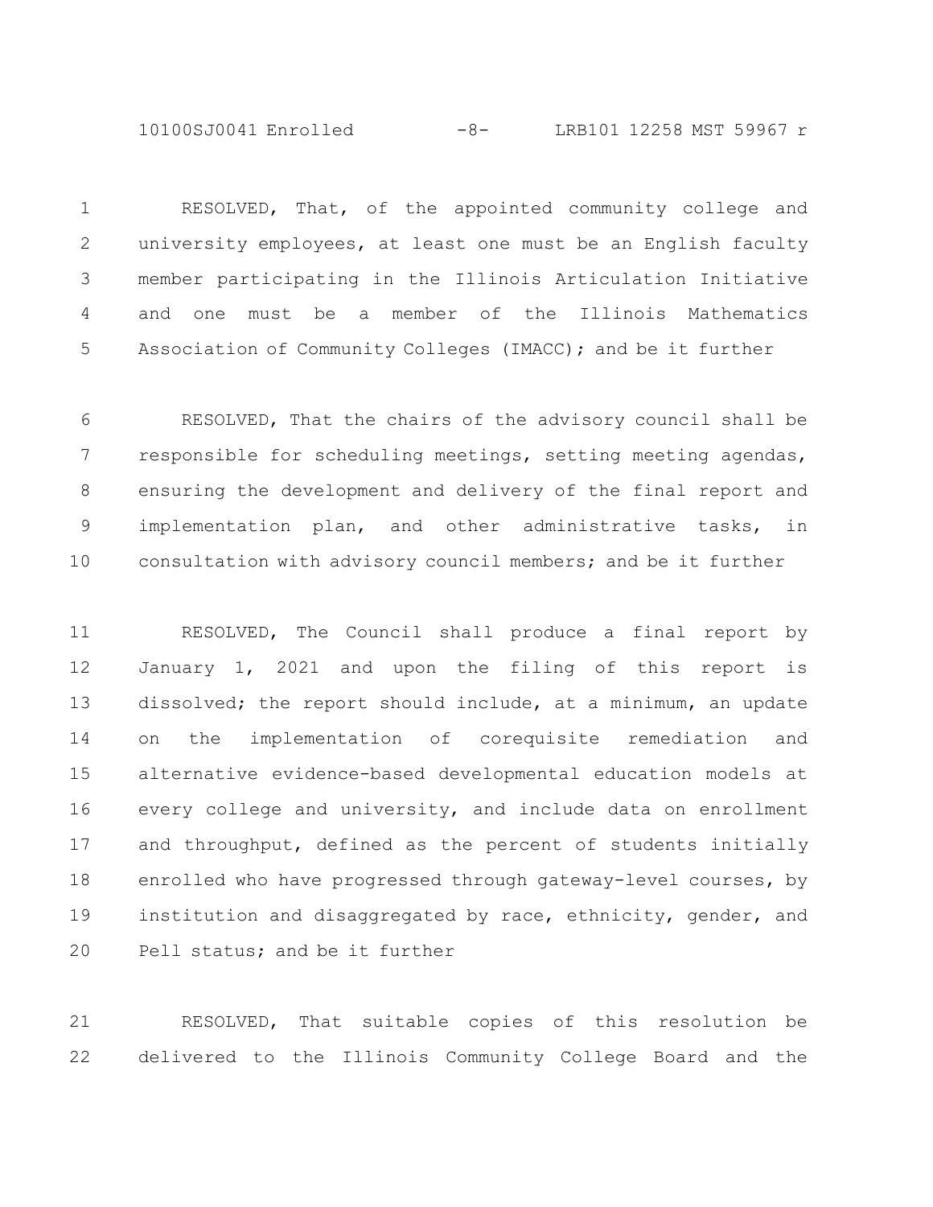RESOLVED, That, of the appointed community college and university employees, at least one must be an English faculty member participating in the Illinois Articulation Initiative and one must be a member of the Illinois Mathematics Association of Community Colleges (IMACC); and be it further

RESOLVED, That the chairs of the advisory council shall be responsible for scheduling meetings, setting meeting agendas, ensuring the development and delivery of the final report and implementation plan, and other administrative tasks, in consultation with advisory council members; and be it further

RESOLVED, The Council shall produce a final report by January 1, 2021 and upon the filing of this report is dissolved; the report should include, at a minimum, an update on the implementation of corequisite remediation and alternative evidence-based developmental education models at every college and university, and include data on enrollment and throughput, defined as the percent of students initially enrolled who have progressed through gateway-level courses, by institution and disaggregated by race, ethnicity, gender, and Pell status; and be it further

RESOLVED, That suitable copies of this resolution be delivered to the Illinois Community College Board and the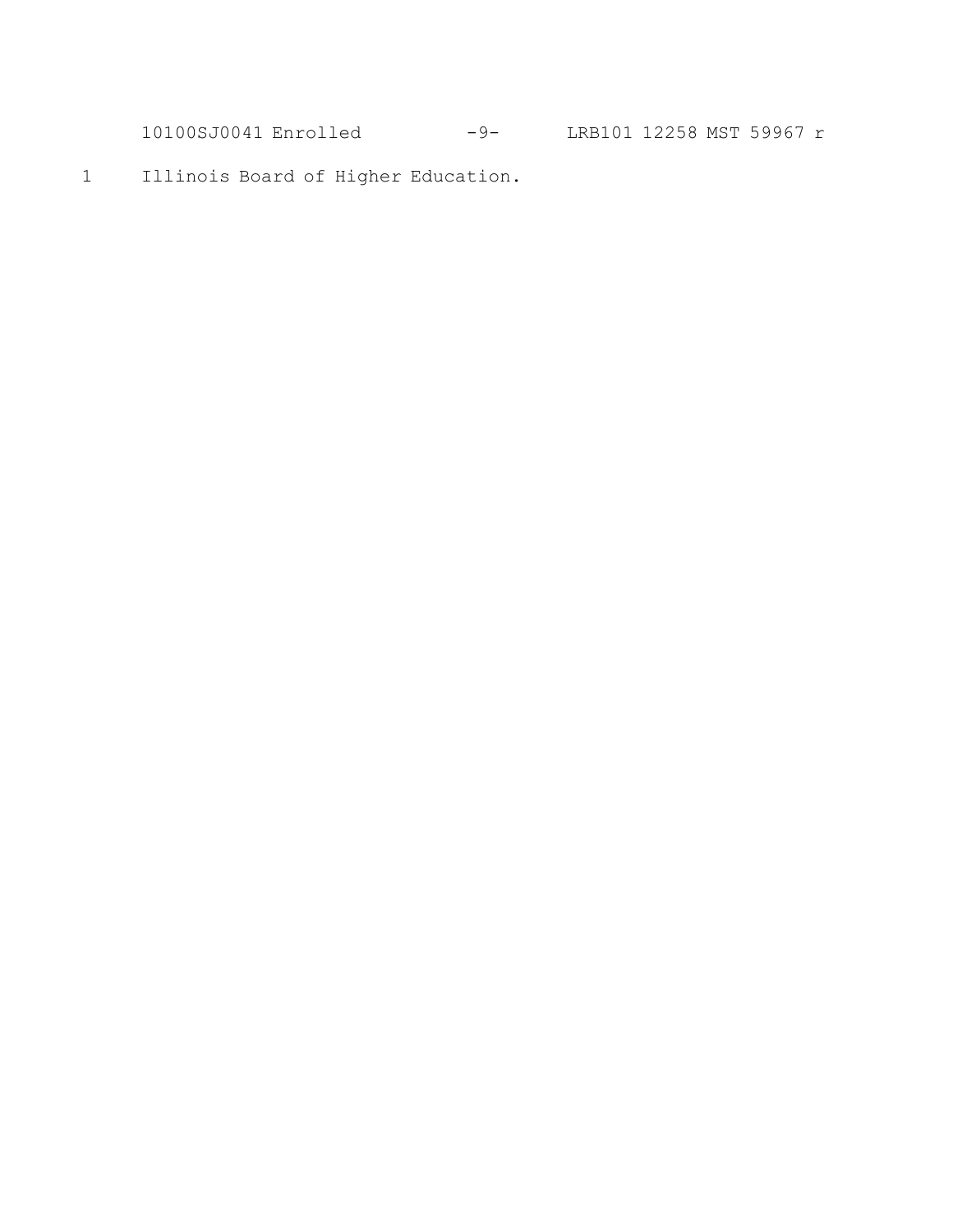Illinois Board of Higher Education.